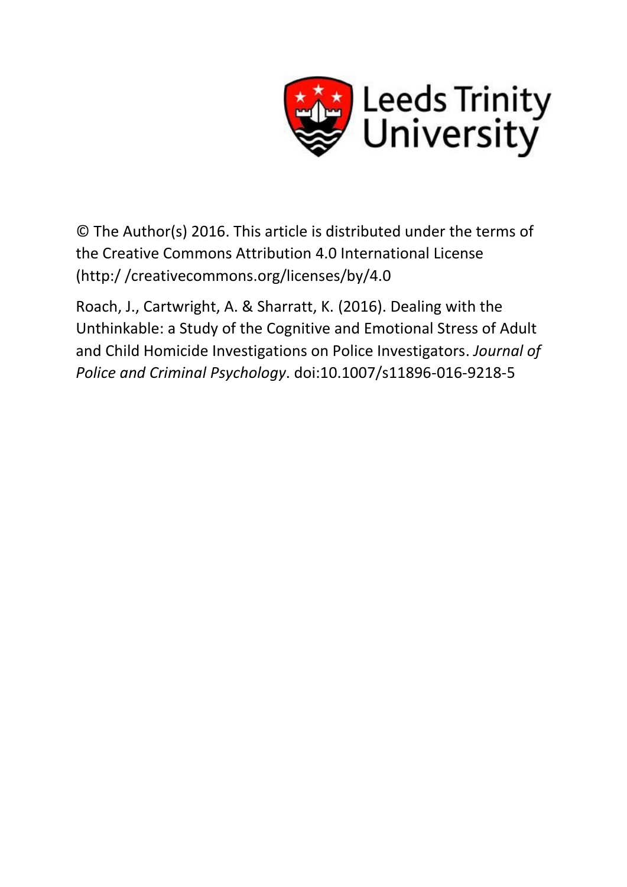Leeds Trinity University

© The Author(s) 2016. This article is distributed under the terms of the Creative Commons Attribution 4.0 International License (http:/ /creativecommons.org/licenses/by/4.0

Roach, J., Cartwright, A. & Sharratt, K. (2016). Dealing with the Unthinkable: a Study of the Cognitive and Emotional Stress of Adult and Child Homicide Investigations on Police Investigators. *Journal of Police and Criminal Psychology*. doi:10.1007/s11896-016-9218-5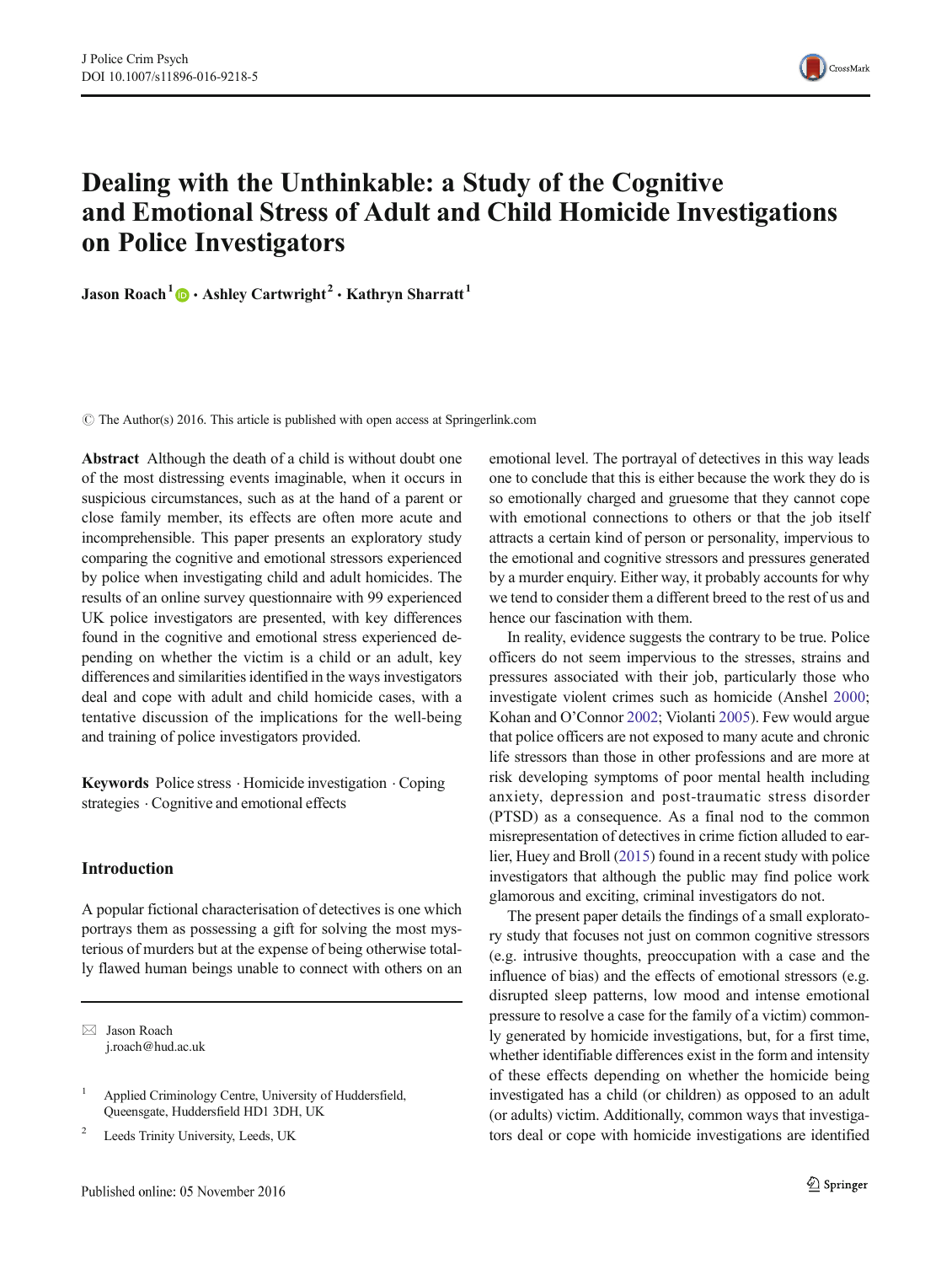# Dealing with the Unthinkable: a Study of the Cognitive and Emotional Stress of Adult and Child Homicide Investigations on Police Investigators

**Jason Roach**[1] · **Ashley Cartwright**[2] · **Kathryn Sharratt**[1]

© The Author(s) 2016. This article is published with open access at Springerlink.com

**Abstract** Although the death of a child is without doubt one of the most distressing events imaginable, when it occurs in suspicious circumstances, such as at the hand of a parent or close family member, its effects are often more acute and incomprehensible. This paper presents an exploratory study comparing the cognitive and emotional stressors experienced by police when investigating child and adult homicides. The results of an online survey questionnaire with 99 experienced UK police investigators are presented, with key differences found in the cognitive and emotional stress experienced depending on whether the victim is a child or an adult, key differences and similarities identified in the ways investigators deal and cope with adult and child homicide cases, with a tentative discussion of the implications for the well-being and training of police investigators provided.

**Keywords** Police stress · Homicide investigation · Coping strategies · Cognitive and emotional effects

## Introduction

A popular fictional characterisation of detectives is one which portrays them as possessing a gift for solving the most mysterious of murders but at the expense of being otherwise totally flawed human beings unable to connect with others on an emotional level. The portrayal of detectives in this way leads one to conclude that this is either because the work they do is so emotionally charged and gruesome that they cannot cope with emotional connections to others or that the job itself attracts a certain kind of person or personality, impervious to the emotional and cognitive stressors and pressures generated by a murder enquiry. Either way, it probably accounts for why we tend to consider them a different breed to the rest of us and hence our fascination with them.

In reality, evidence suggests the contrary to be true. Police officers do not seem impervious to the stresses, strains and pressures associated with their job, particularly those who investigate violent crimes such as homicide (Anshel 2000; Kohan and O'Connor 2002; Violanti 2005). Few would argue that police officers are not exposed to many acute and chronic life stressors than those in other professions and are more at risk developing symptoms of poor mental health including anxiety, depression and post-traumatic stress disorder (PTSD) as a consequence. As a final nod to the common misrepresentation of detectives in crime fiction alluded to earlier, Huey and Broll (2015) found in a recent study with police investigators that although the public may find police work glamorous and exciting, criminal investigators do not.

The present paper details the findings of a small exploratory study that focuses not just on common cognitive stressors (e.g. intrusive thoughts, preoccupation with a case and the influence of bias) and the effects of emotional stressors (e.g. disrupted sleep patterns, low mood and intense emotional pressure to resolve a case for the family of a victim) commonly generated by homicide investigations, but, for a first time, whether identifiable differences exist in the form and intensity of these effects depending on whether the homicide being investigated has a child (or children) as opposed to an adult (or adults) victim. Additionally, common ways that investigators deal or cope with homicide investigations are identified

---

✉ Jason Roach
j.roach@hud.ac.uk

[1] Applied Criminology Centre, University of Huddersfield, Queensgate, Huddersfield HD1 3DH, UK

[2] Leeds Trinity University, Leeds, UK

Published online: 05 November 2016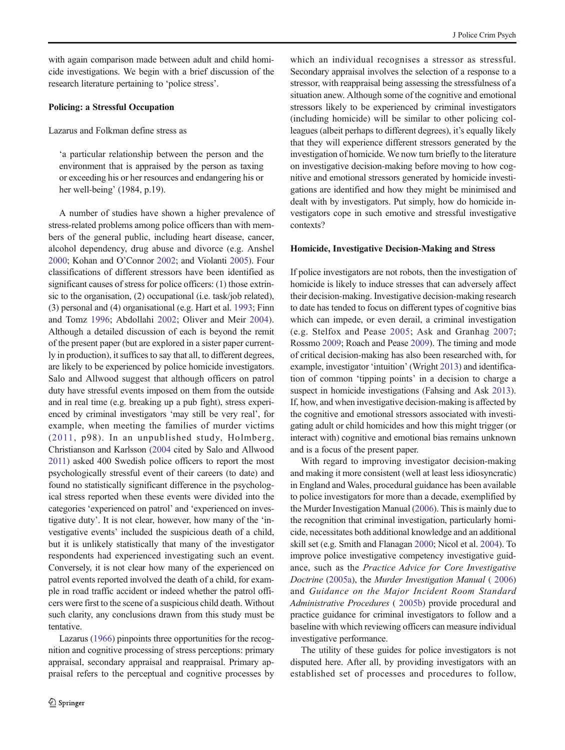with again comparison made between adult and child homicide investigations. We begin with a brief discussion of the research literature pertaining to 'police stress'.

**Policing: a Stressful Occupation**

Lazarus and Folkman define stress as

> 'a particular relationship between the person and the environment that is appraised by the person as taxing or exceeding his or her resources and endangering his or her well-being' (1984, p.19).

A number of studies have shown a higher prevalence of stress-related problems among police officers than with members of the general public, including heart disease, cancer, alcohol dependency, drug abuse and divorce (e.g. Anshel 2000; Kohan and O'Connor 2002; and Violanti 2005). Four classifications of different stressors have been identified as significant causes of stress for police officers: (1) those extrinsic to the organisation, (2) occupational (i.e. task/job related), (3) personal and (4) organisational (e.g. Hart et al. 1993; Finn and Tomz 1996; Abdollahi 2002; Oliver and Meir 2004). Although a detailed discussion of each is beyond the remit of the present paper (but are explored in a sister paper currently in production), it suffices to say that all, to different degrees, are likely to be experienced by police homicide investigators. Salo and Allwood suggest that although officers on patrol duty have stressful events imposed on them from the outside and in real time (e.g. breaking up a pub fight), stress experienced by criminal investigators 'may still be very real', for example, when meeting the families of murder victims (2011, p98). In an unpublished study, Holmberg, Christianson and Karlsson (2004 cited by Salo and Allwood 2011) asked 400 Swedish police officers to report the most psychologically stressful event of their careers (to date) and found no statistically significant difference in the psychological stress reported when these events were divided into the categories 'experienced on patrol' and 'experienced on investigative duty'. It is not clear, however, how many of the 'investigative events' included the suspicious death of a child, but it is unlikely statistically that many of the investigator respondents had experienced investigating such an event. Conversely, it is not clear how many of the experienced on patrol events reported involved the death of a child, for example in road traffic accident or indeed whether the patrol officers were first to the scene of a suspicious child death. Without such clarity, any conclusions drawn from this study must be tentative.

Lazarus (1966) pinpoints three opportunities for the recognition and cognitive processing of stress perceptions: primary appraisal, secondary appraisal and reappraisal. Primary appraisal refers to the perceptual and cognitive processes by which an individual recognises a stressor as stressful. Secondary appraisal involves the selection of a response to a stressor, with reappraisal being assessing the stressfulness of a situation anew. Although some of the cognitive and emotional stressors likely to be experienced by criminal investigators (including homicide) will be similar to other policing colleagues (albeit perhaps to different degrees), it's equally likely that they will experience different stressors generated by the investigation of homicide. We now turn briefly to the literature on investigative decision-making before moving to how cognitive and emotional stressors generated by homicide investigations are identified and how they might be minimised and dealt with by investigators. Put simply, how do homicide investigators cope in such emotive and stressful investigative contexts?

**Homicide, Investigative Decision-Making and Stress**

If police investigators are not robots, then the investigation of homicide is likely to induce stresses that can adversely affect their decision-making. Investigative decision-making research to date has tended to focus on different types of cognitive bias which can impede, or even derail, a criminal investigation (e.g. Stelfox and Pease 2005; Ask and Granhag 2007; Rossmo 2009; Roach and Pease 2009). The timing and mode of critical decision-making has also been researched with, for example, investigator 'intuition' (Wright 2013) and identification of common 'tipping points' in a decision to charge a suspect in homicide investigations (Fahsing and Ask 2013). If, how, and when investigative decision-making is affected by the cognitive and emotional stressors associated with investigating adult or child homicides and how this might trigger (or interact with) cognitive and emotional bias remains unknown and is a focus of the present paper.

With regard to improving investigator decision-making and making it more consistent (well at least less idiosyncratic) in England and Wales, procedural guidance has been available to police investigators for more than a decade, exemplified by the Murder Investigation Manual (2006). This is mainly due to the recognition that criminal investigation, particularly homicide, necessitates both additional knowledge and an additional skill set (e.g. Smith and Flanagan 2000; Nicol et al. 2004). To improve police investigative competency investigative guidance, such as the *Practice Advice for Core Investigative Doctrine* (2005a), the *Murder Investigation Manual* ( 2006) and *Guidance on the Major Incident Room Standard Administrative Procedures* ( 2005b) provide procedural and practice guidance for criminal investigators to follow and a baseline with which reviewing officers can measure individual investigative performance.

The utility of these guides for police investigators is not disputed here. After all, by providing investigators with an established set of processes and procedures to follow,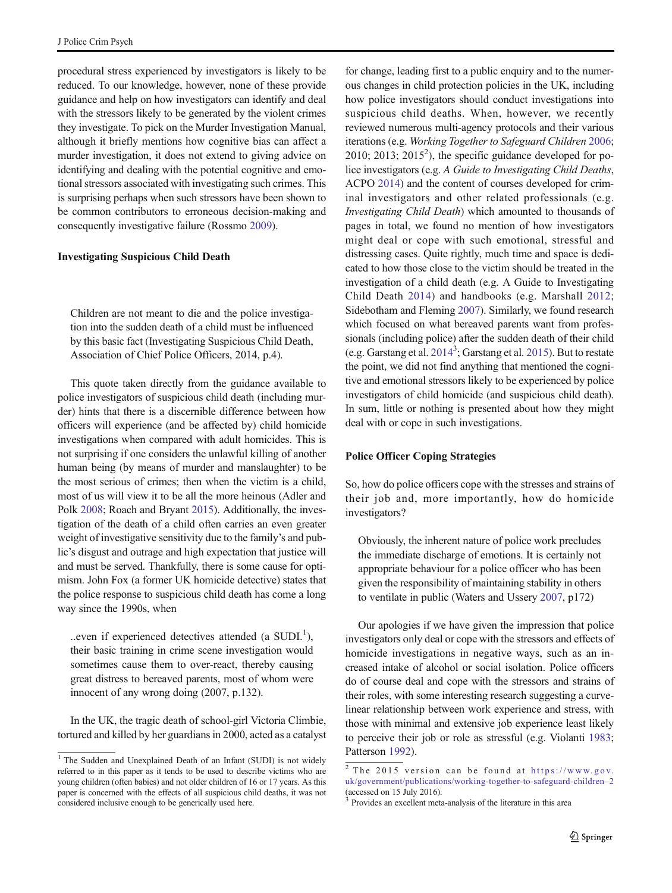procedural stress experienced by investigators is likely to be reduced. To our knowledge, however, none of these provide guidance and help on how investigators can identify and deal with the stressors likely to be generated by the violent crimes they investigate. To pick on the Murder Investigation Manual, although it briefly mentions how cognitive bias can affect a murder investigation, it does not extend to giving advice on identifying and dealing with the potential cognitive and emotional stressors associated with investigating such crimes. This is surprising perhaps when such stressors have been shown to be common contributors to erroneous decision-making and consequently investigative failure (Rossmo 2009).

### Investigating Suspicious Child Death

> Children are not meant to die and the police investigation into the sudden death of a child must be influenced by this basic fact (Investigating Suspicious Child Death, Association of Chief Police Officers, 2014, p.4).

This quote taken directly from the guidance available to police investigators of suspicious child death (including murder) hints that there is a discernible difference between how officers will experience (and be affected by) child homicide investigations when compared with adult homicides. This is not surprising if one considers the unlawful killing of another human being (by means of murder and manslaughter) to be the most serious of crimes; then when the victim is a child, most of us will view it to be all the more heinous (Adler and Polk 2008; Roach and Bryant 2015). Additionally, the investigation of the death of a child often carries an even greater weight of investigative sensitivity due to the family's and public's disgust and outrage and high expectation that justice will and must be served. Thankfully, there is some cause for optimism. John Fox (a former UK homicide detective) states that the police response to suspicious child death has come a long way since the 1990s, when

> ..even if experienced detectives attended (a SUDI.[1]), their basic training in crime scene investigation would sometimes cause them to over-react, thereby causing great distress to bereaved parents, most of whom were innocent of any wrong doing (2007, p.132).

In the UK, the tragic death of school-girl Victoria Climbie, tortured and killed by her guardians in 2000, acted as a catalyst for change, leading first to a public enquiry and to the numerous changes in child protection policies in the UK, including how police investigators should conduct investigations into suspicious child deaths. When, however, we recently reviewed numerous multi-agency protocols and their various iterations (e.g. *Working Together to Safeguard Children* 2006; 2010; 2013; 2015[2]), the specific guidance developed for police investigators (e.g. *A Guide to Investigating Child Deaths*, ACPO 2014) and the content of courses developed for criminal investigators and other related professionals (e.g. *Investigating Child Death*) which amounted to thousands of pages in total, we found no mention of how investigators might deal or cope with such emotional, stressful and distressing cases. Quite rightly, much time and space is dedicated to how those close to the victim should be treated in the investigation of a child death (e.g. A Guide to Investigating Child Death 2014) and handbooks (e.g. Marshall 2012; Sidebotham and Fleming 2007). Similarly, we found research which focused on what bereaved parents want from professionals (including police) after the sudden death of their child (e.g. Garstang et al. 2014[3]; Garstang et al. 2015). But to restate the point, we did not find anything that mentioned the cognitive and emotional stressors likely to be experienced by police investigators of child homicide (and suspicious child death). In sum, little or nothing is presented about how they might deal with or cope in such investigations.

### Police Officer Coping Strategies

So, how do police officers cope with the stresses and strains of their job and, more importantly, how do homicide investigators?

> Obviously, the inherent nature of police work precludes the immediate discharge of emotions. It is certainly not appropriate behaviour for a police officer who has been given the responsibility of maintaining stability in others to ventilate in public (Waters and Ussery 2007, p172)

Our apologies if we have given the impression that police investigators only deal or cope with the stressors and effects of homicide investigations in negative ways, such as an increased intake of alcohol or social isolation. Police officers do of course deal and cope with the stressors and strains of their roles, with some interesting research suggesting a curvelinear relationship between work experience and stress, with those with minimal and extensive job experience least likely to perceive their job or role as stressful (e.g. Violanti 1983; Patterson 1992).

---

[1] The Sudden and Unexplained Death of an Infant (SUDI) is not widely referred to in this paper as it tends to be used to describe victims who are young children (often babies) and not older children of 16 or 17 years. As this paper is concerned with the effects of all suspicious child deaths, it was not considered inclusive enough to be generically used here.

[2] The 2015 version can be found at https://www.gov.uk/government/publications/working-together-to-safeguard-children–2 (accessed on 15 July 2016).

[3] Provides an excellent meta-analysis of the literature in this area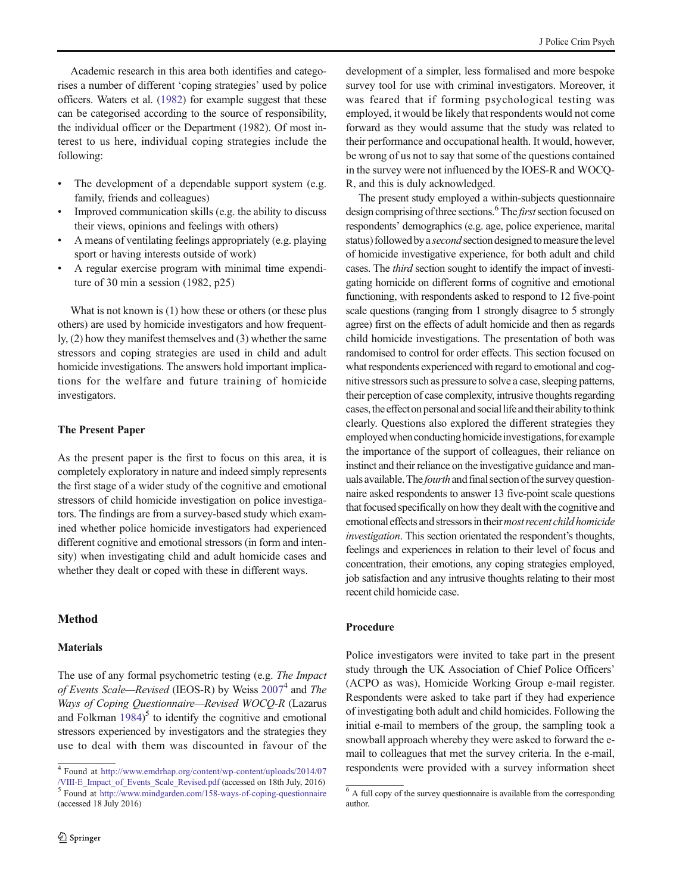Academic research in this area both identifies and categorises a number of different 'coping strategies' used by police officers. Waters et al. (1982) for example suggest that these can be categorised according to the source of responsibility, the individual officer or the Department (1982). Of most interest to us here, individual coping strategies include the following:

- The development of a dependable support system (e.g. family, friends and colleagues)
- Improved communication skills (e.g. the ability to discuss their views, opinions and feelings with others)
- A means of ventilating feelings appropriately (e.g. playing sport or having interests outside of work)
- A regular exercise program with minimal time expenditure of 30 min a session (1982, p25)

What is not known is (1) how these or others (or these plus others) are used by homicide investigators and how frequently, (2) how they manifest themselves and (3) whether the same stressors and coping strategies are used in child and adult homicide investigations. The answers hold important implications for the welfare and future training of homicide investigators.

### The Present Paper

As the present paper is the first to focus on this area, it is completely exploratory in nature and indeed simply represents the first stage of a wider study of the cognitive and emotional stressors of child homicide investigation on police investigators. The findings are from a survey-based study which examined whether police homicide investigators had experienced different cognitive and emotional stressors (in form and intensity) when investigating child and adult homicide cases and whether they dealt or coped with these in different ways.

## Method

### Materials

The use of any formal psychometric testing (e.g. *The Impact of Events Scale—Revised* (IEOS-R) by Weiss 2007[4] and *The Ways of Coping Questionnaire—Revised WOCQ-R* (Lazarus and Folkman 1984)[5] to identify the cognitive and emotional stressors experienced by investigators and the strategies they use to deal with them was discounted in favour of the development of a simpler, less formalised and more bespoke survey tool for use with criminal investigators. Moreover, it was feared that if forming psychological testing was employed, it would be likely that respondents would not come forward as they would assume that the study was related to their performance and occupational health. It would, however, be wrong of us not to say that some of the questions contained in the survey were not influenced by the IOES-R and WOCQ-R, and this is duly acknowledged.

The present study employed a within-subjects questionnaire design comprising of three sections.[6] The *first* section focused on respondents' demographics (e.g. age, police experience, marital status) followed by a *second* section designed to measure the level of homicide investigative experience, for both adult and child cases. The *third* section sought to identify the impact of investigating homicide on different forms of cognitive and emotional functioning, with respondents asked to respond to 12 five-point scale questions (ranging from 1 strongly disagree to 5 strongly agree) first on the effects of adult homicide and then as regards child homicide investigations. The presentation of both was randomised to control for order effects. This section focused on what respondents experienced with regard to emotional and cognitive stressors such as pressure to solve a case, sleeping patterns, their perception of case complexity, intrusive thoughts regarding cases, the effect on personal and social life and their ability to think clearly. Questions also explored the different strategies they employed when conducting homicide investigations, for example the importance of the support of colleagues, their reliance on instinct and their reliance on the investigative guidance and manuals available. The *fourth* and final section of the survey questionnaire asked respondents to answer 13 five-point scale questions that focused specifically on how they dealt with the cognitive and emotional effects and stressors in their *most recent child homicide investigation*. This section orientated the respondent's thoughts, feelings and experiences in relation to their level of focus and concentration, their emotions, any coping strategies employed, job satisfaction and any intrusive thoughts relating to their most recent child homicide case.

### Procedure

Police investigators were invited to take part in the present study through the UK Association of Chief Police Officers' (ACPO as was), Homicide Working Group e-mail register. Respondents were asked to take part if they had experience of investigating both adult and child homicides. Following the initial e-mail to members of the group, the sampling took a snowball approach whereby they were asked to forward the e-mail to colleagues that met the survey criteria. In the e-mail, respondents were provided with a survey information sheet

---

[4] Found at http://www.emdrhap.org/content/wp-content/uploads/2014/07/VIII-E_Impact_of_Events_Scale_Revised.pdf (accessed on 18th July, 2016)

[5] Found at http://www.mindgarden.com/158-ways-of-coping-questionnaire (accessed 18 July 2016)

[6] A full copy of the survey questionnaire is available from the corresponding author.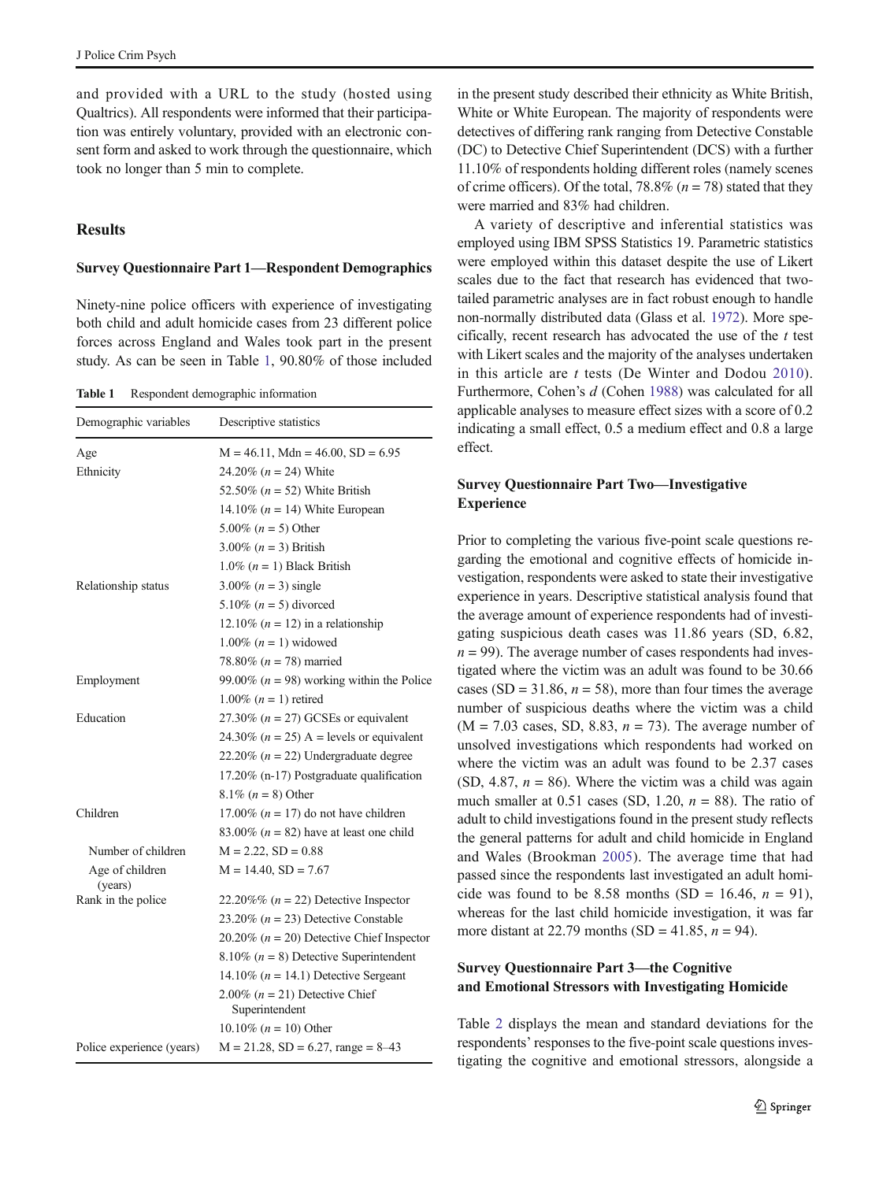and provided with a URL to the study (hosted using Qualtrics). All respondents were informed that their participation was entirely voluntary, provided with an electronic consent form and asked to work through the questionnaire, which took no longer than 5 min to complete.

## Results

### Survey Questionnaire Part 1—Respondent Demographics

Ninety-nine police officers with experience of investigating both child and adult homicide cases from 23 different police forces across England and Wales took part in the present study. As can be seen in Table 1, 90.80% of those included in the present study described their ethnicity as White British, White or White European. The majority of respondents were detectives of differing rank ranging from Detective Constable (DC) to Detective Chief Superintendent (DCS) with a further 11.10% of respondents holding different roles (namely scenes of crime officers). Of the total, 78.8% ($n = 78$) stated that they were married and 83% had children.

**Table 1** Respondent demographic information

| Demographic variables | Descriptive statistics |
|---|---|
| Age | M = 46.11, Mdn = 46.00, SD = 6.95 |
| Ethnicity | 24.20% ($n = 24$) White |
| | 52.50% ($n = 52$) White British |
| | 14.10% ($n = 14$) White European |
| | 5.00% ($n = 5$) Other |
| | 3.00% ($n = 3$) British |
| | 1.0% ($n = 1$) Black British |
| Relationship status | 3.00% ($n = 3$) single |
| | 5.10% ($n = 5$) divorced |
| | 12.10% ($n = 12$) in a relationship |
| | 1.00% ($n = 1$) widowed |
| | 78.80% ($n = 78$) married |
| Employment | 99.00% ($n = 98$) working within the Police |
| | 1.00% ($n = 1$) retired |
| Education | 27.30% ($n = 27$) GCSEs or equivalent |
| | 24.30% ($n = 25$) A = levels or equivalent |
| | 22.20% ($n = 22$) Undergraduate degree |
| | 17.20% (n-17) Postgraduate qualification |
| | 8.1% ($n = 8$) Other |
| Children | 17.00% ($n = 17$) do not have children |
| | 83.00% ($n = 82$) have at least one child |
| Number of children | M = 2.22, SD = 0.88 |
| Age of children (years) | M = 14.40, SD = 7.67 |
| Rank in the police | 22.20%% ($n = 22$) Detective Inspector |
| | 23.20% ($n = 23$) Detective Constable |
| | 20.20% ($n = 20$) Detective Chief Inspector |
| | 8.10% ($n = 8$) Detective Superintendent |
| | 14.10% ($n = 14.1$) Detective Sergeant |
| | 2.00% ($n = 21$) Detective Chief Superintendent |
| | 10.10% ($n = 10$) Other |
| Police experience (years) | M = 21.28, SD = 6.27, range = 8–43 |

A variety of descriptive and inferential statistics was employed using IBM SPSS Statistics 19. Parametric statistics were employed within this dataset despite the use of Likert scales due to the fact that research has evidenced that two-tailed parametric analyses are in fact robust enough to handle non-normally distributed data (Glass et al. 1972). More specifically, recent research has advocated the use of the *t* test with Likert scales and the majority of the analyses undertaken in this article are *t* tests (De Winter and Dodou 2010). Furthermore, Cohen's *d* (Cohen 1988) was calculated for all applicable analyses to measure effect sizes with a score of 0.2 indicating a small effect, 0.5 a medium effect and 0.8 a large effect.

### Survey Questionnaire Part Two—Investigative Experience

Prior to completing the various five-point scale questions regarding the emotional and cognitive effects of homicide investigation, respondents were asked to state their investigative experience in years. Descriptive statistical analysis found that the average amount of experience respondents had of investigating suspicious death cases was 11.86 years (SD, 6.82, $n = 99$). The average number of cases respondents had investigated where the victim was an adult was found to be 30.66 cases (SD = 31.86, $n = 58$), more than four times the average number of suspicious deaths where the victim was a child (M = 7.03 cases, SD, 8.83, $n = 73$). The average number of unsolved investigations which respondents had worked on where the victim was an adult was found to be 2.37 cases (SD, 4.87, $n = 86$). Where the victim was a child was again much smaller at 0.51 cases (SD, 1.20, $n = 88$). The ratio of adult to child investigations found in the present study reflects the general patterns for adult and child homicide in England and Wales (Brookman 2005). The average time that had passed since the respondents last investigated an adult homicide was found to be 8.58 months (SD = 16.46, $n = 91$), whereas for the last child homicide investigation, it was far more distant at 22.79 months (SD = 41.85, $n = 94$).

### Survey Questionnaire Part 3—the Cognitive and Emotional Stressors with Investigating Homicide

Table 2 displays the mean and standard deviations for the respondents' responses to the five-point scale questions investigating the cognitive and emotional stressors, alongside a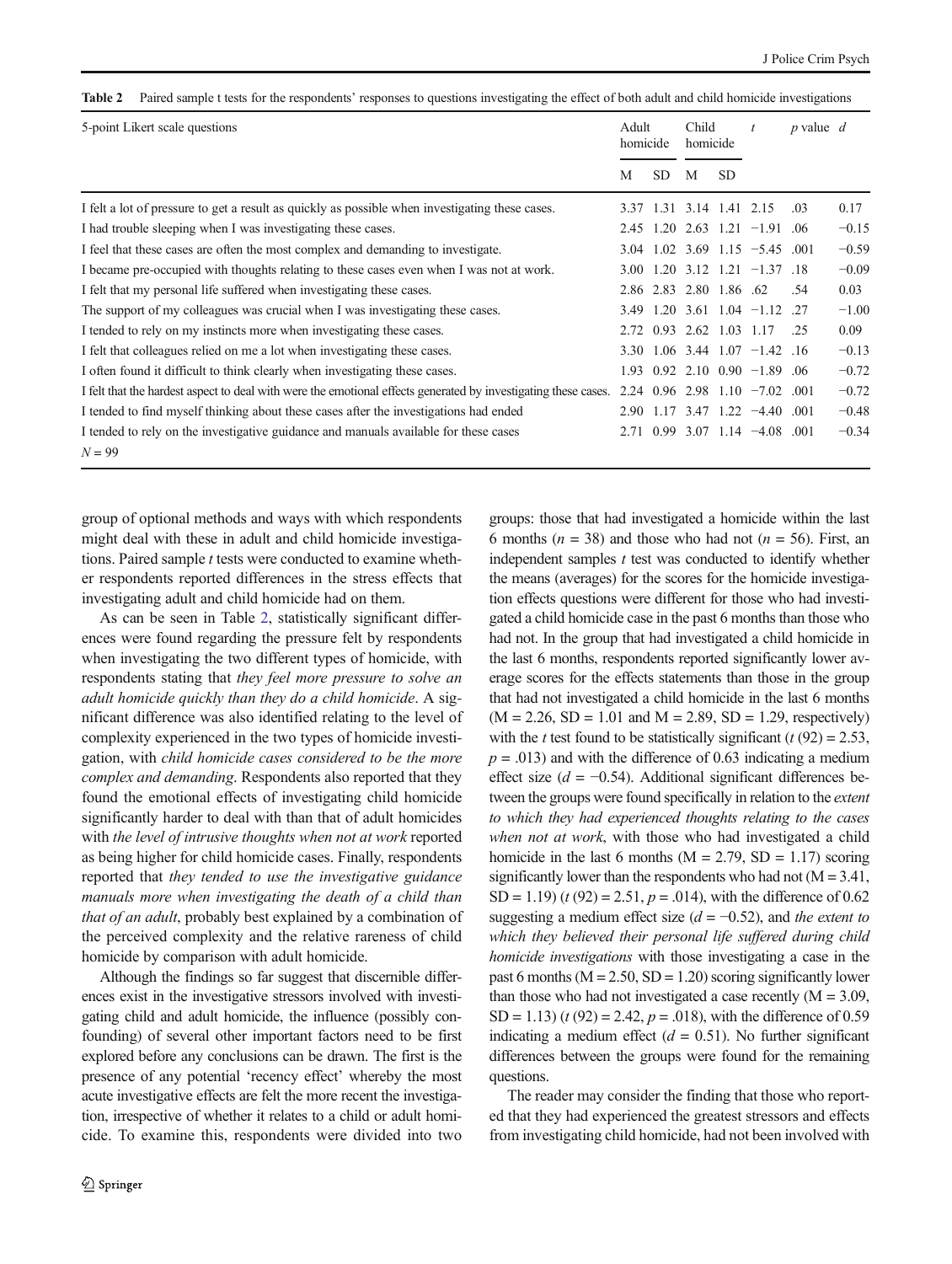**Table 2** Paired sample t tests for the respondents' responses to questions investigating the effect of both adult and child homicide investigations

| 5-point Likert scale questions | Adult homicide | | Child homicide | | $t$ | $p$ value | $d$ |
|---|---|---|---|---|---|---|---|
| | M | SD | M | SD | | | |
| I felt a lot of pressure to get a result as quickly as possible when investigating these cases. | 3.37 | 1.31 | 3.14 | 1.41 | 2.15 | .03 | 0.17 |
| I had trouble sleeping when I was investigating these cases. | 2.45 | 1.20 | 2.63 | 1.21 | −1.91 | .06 | −0.15 |
| I feel that these cases are often the most complex and demanding to investigate. | 3.04 | 1.02 | 3.69 | 1.15 | −5.45 | .001 | −0.59 |
| I became pre-occupied with thoughts relating to these cases even when I was not at work. | 3.00 | 1.20 | 3.12 | 1.21 | −1.37 | .18 | −0.09 |
| I felt that my personal life suffered when investigating these cases. | 2.86 | 2.83 | 2.80 | 1.86 | .62 | .54 | 0.03 |
| The support of my colleagues was crucial when I was investigating these cases. | 3.49 | 1.20 | 3.61 | 1.04 | −1.12 | .27 | −1.00 |
| I tended to rely on my instincts more when investigating these cases. | 2.72 | 0.93 | 2.62 | 1.03 | 1.17 | .25 | 0.09 |
| I felt that colleagues relied on me a lot when investigating these cases. | 3.30 | 1.06 | 3.44 | 1.07 | −1.42 | .16 | −0.13 |
| I often found it difficult to think clearly when investigating these cases. | 1.93 | 0.92 | 2.10 | 0.90 | −1.89 | .06 | −0.72 |
| I felt that the hardest aspect to deal with were the emotional effects generated by investigating these cases. | 2.24 | 0.96 | 2.98 | 1.10 | −7.02 | .001 | −0.72 |
| I tended to find myself thinking about these cases after the investigations had ended | 2.90 | 1.17 | 3.47 | 1.22 | −4.40 | .001 | −0.48 |
| I tended to rely on the investigative guidance and manuals available for these cases | 2.71 | 0.99 | 3.07 | 1.14 | −4.08 | .001 | −0.34 |

$N = 99$

group of optional methods and ways with which respondents might deal with these in adult and child homicide investigations. Paired sample $t$ tests were conducted to examine whether respondents reported differences in the stress effects that investigating adult and child homicide had on them.

As can be seen in Table 2, statistically significant differences were found regarding the pressure felt by respondents when investigating the two different types of homicide, with respondents stating that *they feel more pressure to solve an adult homicide quickly than they do a child homicide*. A significant difference was also identified relating to the level of complexity experienced in the two types of homicide investigation, with *child homicide cases considered to be the more complex and demanding*. Respondents also reported that they found the emotional effects of investigating child homicide significantly harder to deal with than that of adult homicides with *the level of intrusive thoughts when not at work* reported as being higher for child homicide cases. Finally, respondents reported that *they tended to use the investigative guidance manuals more when investigating the death of a child than that of an adult*, probably best explained by a combination of the perceived complexity and the relative rareness of child homicide by comparison with adult homicide.

Although the findings so far suggest that discernible differences exist in the investigative stressors involved with investigating child and adult homicide, the influence (possibly confounding) of several other important factors need to be first explored before any conclusions can be drawn. The first is the presence of any potential 'recency effect' whereby the most acute investigative effects are felt the more recent the investigation, irrespective of whether it relates to a child or adult homicide. To examine this, respondents were divided into two groups: those that had investigated a homicide within the last 6 months ($n = 38$) and those who had not ($n = 56$). First, an independent samples $t$ test was conducted to identify whether the means (averages) for the scores for the homicide investigation effects questions were different for those who had investigated a child homicide case in the past 6 months than those who had not. In the group that had investigated a child homicide in the last 6 months, respondents reported significantly lower average scores for the effects statements than those in the group that had not investigated a child homicide in the last 6 months ($M = 2.26$, $SD = 1.01$ and $M = 2.89$, $SD = 1.29$, respectively) with the $t$ test found to be statistically significant ($t\,(92) = 2.53$, $p = .013$) and with the difference of 0.63 indicating a medium effect size ($d = -0.54$). Additional significant differences between the groups were found specifically in relation to the *extent to which they had experienced thoughts relating to the cases when not at work*, with those who had investigated a child homicide in the last 6 months ($M = 2.79$, $SD = 1.17$) scoring significantly lower than the respondents who had not ($M = 3.41$, $SD = 1.19$) ($t\,(92) = 2.51$, $p = .014$), with the difference of 0.62 suggesting a medium effect size ($d = -0.52$), and *the extent to which they believed their personal life suffered during child homicide investigations* with those investigating a case in the past 6 months ($M = 2.50$, $SD = 1.20$) scoring significantly lower than those who had not investigated a case recently ($M = 3.09$, $SD = 1.13$) ($t\,(92) = 2.42$, $p = .018$), with the difference of 0.59 indicating a medium effect ($d = 0.51$). No further significant differences between the groups were found for the remaining questions.

The reader may consider the finding that those who reported that they had experienced the greatest stressors and effects from investigating child homicide, had not been involved with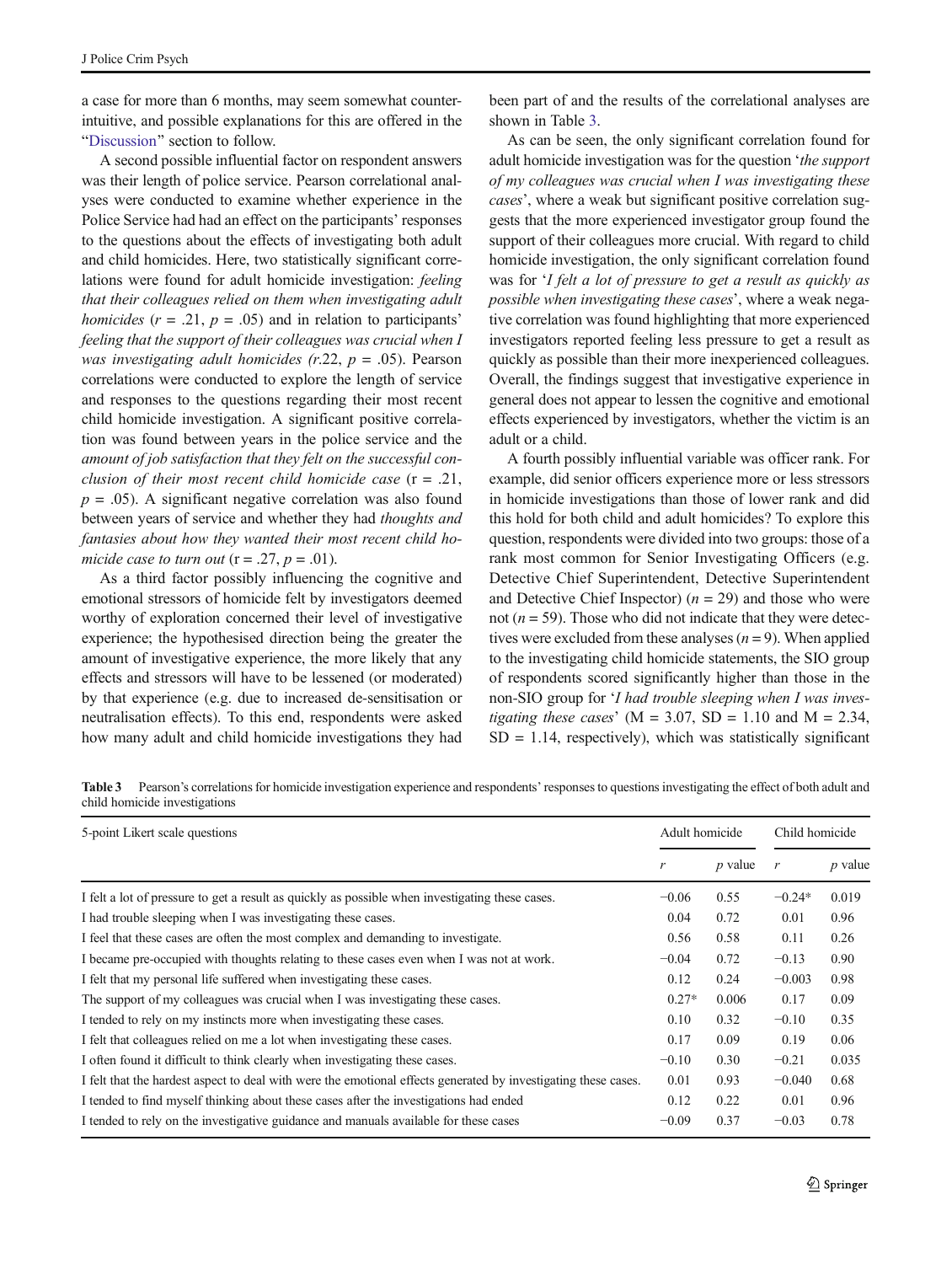a case for more than 6 months, may seem somewhat counterintuitive, and possible explanations for this are offered in the "Discussion" section to follow.

A second possible influential factor on respondent answers was their length of police service. Pearson correlational analyses were conducted to examine whether experience in the Police Service had had an effect on the participants' responses to the questions about the effects of investigating both adult and child homicides. Here, two statistically significant correlations were found for adult homicide investigation: *feeling that their colleagues relied on them when investigating adult homicides* ($r$ = .21, $p$ = .05) and in relation to participants' *feeling that the support of their colleagues was crucial when I was investigating adult homicides* ($r$.22, $p$ = .05). Pearson correlations were conducted to explore the length of service and responses to the questions regarding their most recent child homicide investigation. A significant positive correlation was found between years in the police service and the *amount of job satisfaction that they felt on the successful conclusion of their most recent child homicide case* (r = .21, $p$ = .05). A significant negative correlation was also found between years of service and whether they had *thoughts and fantasies about how they wanted their most recent child homicide case to turn out* (r = .27, $p$ = .01).

As a third factor possibly influencing the cognitive and emotional stressors of homicide felt by investigators deemed worthy of exploration concerned their level of investigative experience; the hypothesised direction being the greater the amount of investigative experience, the more likely that any effects and stressors will have to be lessened (or moderated) by that experience (e.g. due to increased de-sensitisation or neutralisation effects). To this end, respondents were asked how many adult and child homicide investigations they had been part of and the results of the correlational analyses are shown in Table 3.

As can be seen, the only significant correlation found for adult homicide investigation was for the question '*the support of my colleagues was crucial when I was investigating these cases*', where a weak but significant positive correlation suggests that the more experienced investigator group found the support of their colleagues more crucial. With regard to child homicide investigation, the only significant correlation found was for '*I felt a lot of pressure to get a result as quickly as possible when investigating these cases*', where a weak negative correlation was found highlighting that more experienced investigators reported feeling less pressure to get a result as quickly as possible than their more inexperienced colleagues. Overall, the findings suggest that investigative experience in general does not appear to lessen the cognitive and emotional effects experienced by investigators, whether the victim is an adult or a child.

A fourth possibly influential variable was officer rank. For example, did senior officers experience more or less stressors in homicide investigations than those of lower rank and did this hold for both child and adult homicides? To explore this question, respondents were divided into two groups: those of a rank most common for Senior Investigating Officers (e.g. Detective Chief Superintendent, Detective Superintendent and Detective Chief Inspector) ($n$ = 29) and those who were not ($n$ = 59). Those who did not indicate that they were detectives were excluded from these analyses ($n$ = 9). When applied to the investigating child homicide statements, the SIO group of respondents scored significantly higher than those in the non-SIO group for '*I had trouble sleeping when I was investigating these cases*' (M = 3.07, SD = 1.10 and M = 2.34, SD = 1.14, respectively), which was statistically significant

**Table 3** Pearson's correlations for homicide investigation experience and respondents' responses to questions investigating the effect of both adult and child homicide investigations

| 5-point Likert scale questions | Adult homicide | | Child homicide | |
|---|---|---|---|---|
| | $r$ | $p$ value | $r$ | $p$ value |
| I felt a lot of pressure to get a result as quickly as possible when investigating these cases. | −0.06 | 0.55 | −0.24* | 0.019 |
| I had trouble sleeping when I was investigating these cases. | 0.04 | 0.72 | 0.01 | 0.96 |
| I feel that these cases are often the most complex and demanding to investigate. | 0.56 | 0.58 | 0.11 | 0.26 |
| I became pre-occupied with thoughts relating to these cases even when I was not at work. | −0.04 | 0.72 | −0.13 | 0.90 |
| I felt that my personal life suffered when investigating these cases. | 0.12 | 0.24 | −0.003 | 0.98 |
| The support of my colleagues was crucial when I was investigating these cases. | 0.27* | 0.006 | 0.17 | 0.09 |
| I tended to rely on my instincts more when investigating these cases. | 0.10 | 0.32 | −0.10 | 0.35 |
| I felt that colleagues relied on me a lot when investigating these cases. | 0.17 | 0.09 | 0.19 | 0.06 |
| I often found it difficult to think clearly when investigating these cases. | −0.10 | 0.30 | −0.21 | 0.035 |
| I felt that the hardest aspect to deal with were the emotional effects generated by investigating these cases. | 0.01 | 0.93 | −0.040 | 0.68 |
| I tended to find myself thinking about these cases after the investigations had ended | 0.12 | 0.22 | 0.01 | 0.96 |
| I tended to rely on the investigative guidance and manuals available for these cases | −0.09 | 0.37 | −0.03 | 0.78 |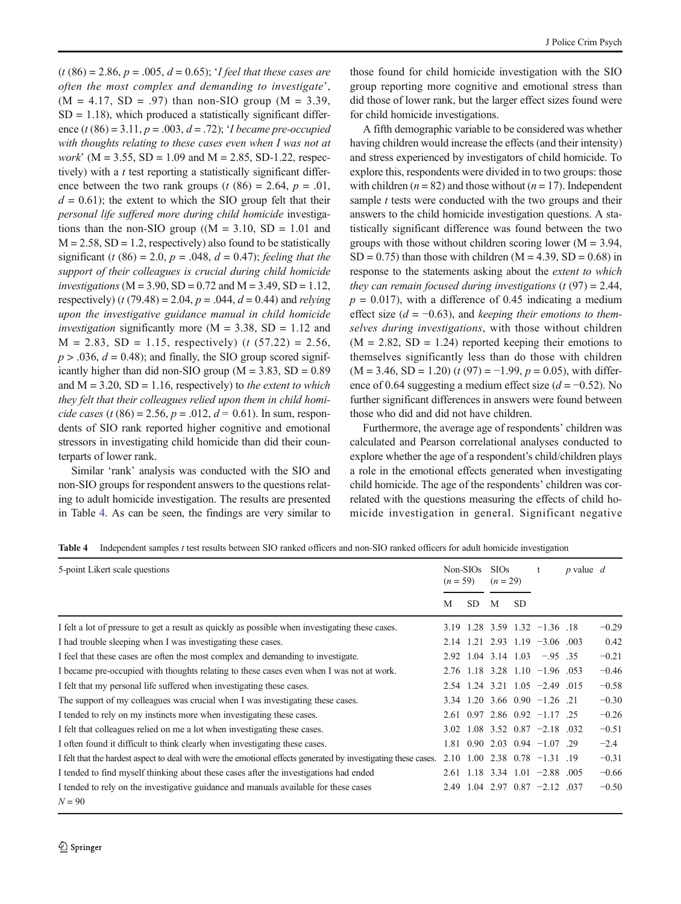($t$ (86) = 2.86, $p$ = .005, $d$ = 0.65); '*I feel that these cases are often the most complex and demanding to investigate*', (M = 4.17, SD = .97) than non-SIO group (M = 3.39, SD = 1.18), which produced a statistically significant difference ($t$ (86) = 3.11, $p$ = .003, $d$ = .72); '*I became pre-occupied with thoughts relating to these cases even when I was not at work*' (M = 3.55, SD = 1.09 and M = 2.85, SD-1.22, respectively) with a $t$ test reporting a statistically significant difference between the two rank groups ($t$ (86) = 2.64, $p$ = .01, $d$ = 0.61); the extent to which the SIO group felt that their *personal life suffered more during child homicide* investigations than the non-SIO group ((M = 3.10, SD = 1.01 and M = 2.58, SD = 1.2, respectively) also found to be statistically significant ($t$ (86) = 2.0, $p$ = .048, $d$ = 0.47); *feeling that the support of their colleagues is crucial during child homicide investigations* (M = 3.90, SD = 0.72 and M = 3.49, SD = 1.12, respectively) ($t$ (79.48) = 2.04, $p$ = .044, $d$ = 0.44) and *relying upon the investigative guidance manual in child homicide investigation* significantly more (M = 3.38, SD = 1.12 and M = 2.83, SD = 1.15, respectively) ($t$ (57.22) = 2.56, $p$ > .036, $d$ = 0.48); and finally, the SIO group scored significantly higher than did non-SIO group (M = 3.83, SD = 0.89 and M = 3.20, SD = 1.16, respectively) to *the extent to which they felt that their colleagues relied upon them in child homicide cases* ($t$ (86) = 2.56, $p$ = .012, $d$ = 0.61). In sum, respondents of SIO rank reported higher cognitive and emotional stressors in investigating child homicide than did their counterparts of lower rank.

Similar 'rank' analysis was conducted with the SIO and non-SIO groups for respondent answers to the questions relating to adult homicide investigation. The results are presented in Table 4. As can be seen, the findings are very similar to those found for child homicide investigation with the SIO group reporting more cognitive and emotional stress than did those of lower rank, but the larger effect sizes found were for child homicide investigations.

A fifth demographic variable to be considered was whether having children would increase the effects (and their intensity) and stress experienced by investigators of child homicide. To explore this, respondents were divided in to two groups: those with children ($n$ = 82) and those without ($n$ = 17). Independent sample $t$ tests were conducted with the two groups and their answers to the child homicide investigation questions. A statistically significant difference was found between the two groups with those without children scoring lower (M = 3.94, SD = 0.75) than those with children (M = 4.39, SD = 0.68) in response to the statements asking about the *extent to which they can remain focused during investigations* ($t$ (97) = 2.44, $p$ = 0.017), with a difference of 0.45 indicating a medium effect size ($d$ = −0.63), and *keeping their emotions to themselves during investigations*, with those without children (M = 2.82, SD = 1.24) reported keeping their emotions to themselves significantly less than do those with children (M = 3.46, SD = 1.20) ($t$ (97) = −1.99, $p$ = 0.05), with difference of 0.64 suggesting a medium effect size ($d$ = −0.52). No further significant differences in answers were found between those who did and did not have children.

Furthermore, the average age of respondents' children was calculated and Pearson correlational analyses conducted to explore whether the age of a respondent's child/children plays a role in the emotional effects generated when investigating child homicide. The age of the respondents' children was correlated with the questions measuring the effects of child homicide investigation in general. Significant negative

**Table 4** Independent samples $t$ test results between SIO ranked officers and non-SIO ranked officers for adult homicide investigation

| 5-point Likert scale questions | Non-SIOs ($n$ = 59) | | SIOs ($n$ = 29) | | t | $p$ value | $d$ |
|---|---|---|---|---|---|---|---|
| | M | SD | M | SD | | | |
| I felt a lot of pressure to get a result as quickly as possible when investigating these cases. | 3.19 | 1.28 | 3.59 | 1.32 | −1.36 | .18 | −0.29 |
| I had trouble sleeping when I was investigating these cases. | 2.14 | 1.21 | 2.93 | 1.19 | −3.06 | .003 | 0.42 |
| I feel that these cases are often the most complex and demanding to investigate. | 2.92 | 1.04 | 3.14 | 1.03 | −.95 | .35 | −0.21 |
| I became pre-occupied with thoughts relating to these cases even when I was not at work. | 2.76 | 1.18 | 3.28 | 1.10 | −1.96 | .053 | −0.46 |
| I felt that my personal life suffered when investigating these cases. | 2.54 | 1.24 | 3.21 | 1.05 | −2.49 | .015 | −0.58 |
| The support of my colleagues was crucial when I was investigating these cases. | 3.34 | 1.20 | 3.66 | 0.90 | −1.26 | .21 | −0.30 |
| I tended to rely on my instincts more when investigating these cases. | 2.61 | 0.97 | 2.86 | 0.92 | −1.17 | .25 | −0.26 |
| I felt that colleagues relied on me a lot when investigating these cases. | 3.02 | 1.08 | 3.52 | 0.87 | −2.18 | .032 | −0.51 |
| I often found it difficult to think clearly when investigating these cases. | 1.81 | 0.90 | 2.03 | 0.94 | −1.07 | .29 | −2.4 |
| I felt that the hardest aspect to deal with were the emotional effects generated by investigating these cases. | 2.10 | 1.00 | 2.38 | 0.78 | −1.31 | .19 | −0.31 |
| I tended to find myself thinking about these cases after the investigations had ended | 2.61 | 1.18 | 3.34 | 1.01 | −2.88 | .005 | −0.66 |
| I tended to rely on the investigative guidance and manuals available for these cases | 2.49 | 1.04 | 2.97 | 0.87 | −2.12 | .037 | −0.50 |

$N$ = 90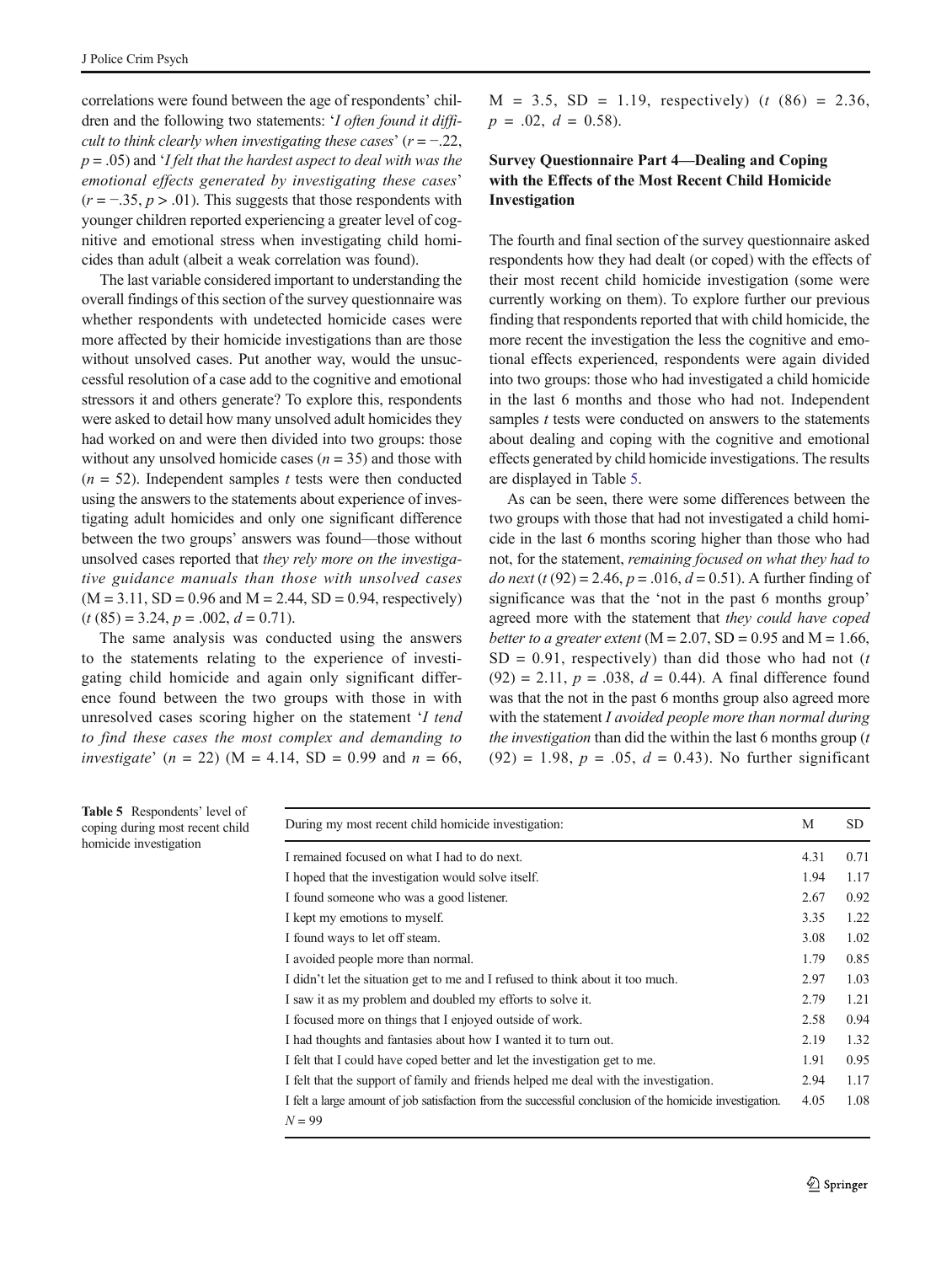correlations were found between the age of respondents' children and the following two statements: '*I often found it difficult to think clearly when investigating these cases*' ($r = -.22$, $p = .05$) and '*I felt that the hardest aspect to deal with was the emotional effects generated by investigating these cases*' ($r = -.35$, $p > .01$). This suggests that those respondents with younger children reported experiencing a greater level of cognitive and emotional stress when investigating child homicides than adult (albeit a weak correlation was found).

The last variable considered important to understanding the overall findings of this section of the survey questionnaire was whether respondents with undetected homicide cases were more affected by their homicide investigations than are those without unsolved cases. Put another way, would the unsuccessful resolution of a case add to the cognitive and emotional stressors it and others generate? To explore this, respondents were asked to detail how many unsolved adult homicides they had worked on and were then divided into two groups: those without any unsolved homicide cases ($n = 35$) and those with ($n = 52$). Independent samples *t* tests were then conducted using the answers to the statements about experience of investigating adult homicides and only one significant difference between the two groups' answers was found—those without unsolved cases reported that *they rely more on the investigative guidance manuals than those with unsolved cases* ($M = 3.11$, $SD = 0.96$ and $M = 2.44$, $SD = 0.94$, respectively) ($t(85) = 3.24$, $p = .002$, $d = 0.71$).

The same analysis was conducted using the answers to the statements relating to the experience of investigating child homicide and again only significant difference found between the two groups with those in with unresolved cases scoring higher on the statement '*I tend to find these cases the most complex and demanding to investigate*' ($n = 22$) ($M = 4.14$, $SD = 0.99$ and $n = 66$, $M = 3.5$, $SD = 1.19$, respectively) ($t(86) = 2.36$, $p = .02$, $d = 0.58$).

## Survey Questionnaire Part 4—Dealing and Coping with the Effects of the Most Recent Child Homicide Investigation

The fourth and final section of the survey questionnaire asked respondents how they had dealt (or coped) with the effects of their most recent child homicide investigation (some were currently working on them). To explore further our previous finding that respondents reported that with child homicide, the more recent the investigation the less the cognitive and emotional effects experienced, respondents were again divided into two groups: those who had investigated a child homicide in the last 6 months and those who had not. Independent samples *t* tests were conducted on answers to the statements about dealing and coping with the cognitive and emotional effects generated by child homicide investigations. The results are displayed in Table 5.

As can be seen, there were some differences between the two groups with those that had not investigated a child homicide in the last 6 months scoring higher than those who had not, for the statement, *remaining focused on what they had to do next* ($t(92) = 2.46$, $p = .016$, $d = 0.51$). A further finding of significance was that the 'not in the past 6 months group' agreed more with the statement that *they could have coped better to a greater extent* ($M = 2.07$, $SD = 0.95$ and $M = 1.66$, $SD = 0.91$, respectively) than did those who had not ($t(92) = 2.11$, $p = .038$, $d = 0.44$). A final difference found was that the not in the past 6 months group also agreed more with the statement *I avoided people more than normal during the investigation* than did the within the last 6 months group ($t(92) = 1.98$, $p = .05$, $d = 0.43$). No further significant

**Table 5** Respondents' level of coping during most recent child homicide investigation

| During my most recent child homicide investigation: | M | SD |
|---|---|---|
| I remained focused on what I had to do next. | 4.31 | 0.71 |
| I hoped that the investigation would solve itself. | 1.94 | 1.17 |
| I found someone who was a good listener. | 2.67 | 0.92 |
| I kept my emotions to myself. | 3.35 | 1.22 |
| I found ways to let off steam. | 3.08 | 1.02 |
| I avoided people more than normal. | 1.79 | 0.85 |
| I didn't let the situation get to me and I refused to think about it too much. | 2.97 | 1.03 |
| I saw it as my problem and doubled my efforts to solve it. | 2.79 | 1.21 |
| I focused more on things that I enjoyed outside of work. | 2.58 | 0.94 |
| I had thoughts and fantasies about how I wanted it to turn out. | 2.19 | 1.32 |
| I felt that I could have coped better and let the investigation get to me. | 1.91 | 0.95 |
| I felt that the support of family and friends helped me deal with the investigation. | 2.94 | 1.17 |
| I felt a large amount of job satisfaction from the successful conclusion of the homicide investigation. | 4.05 | 1.08 |

$N = 99$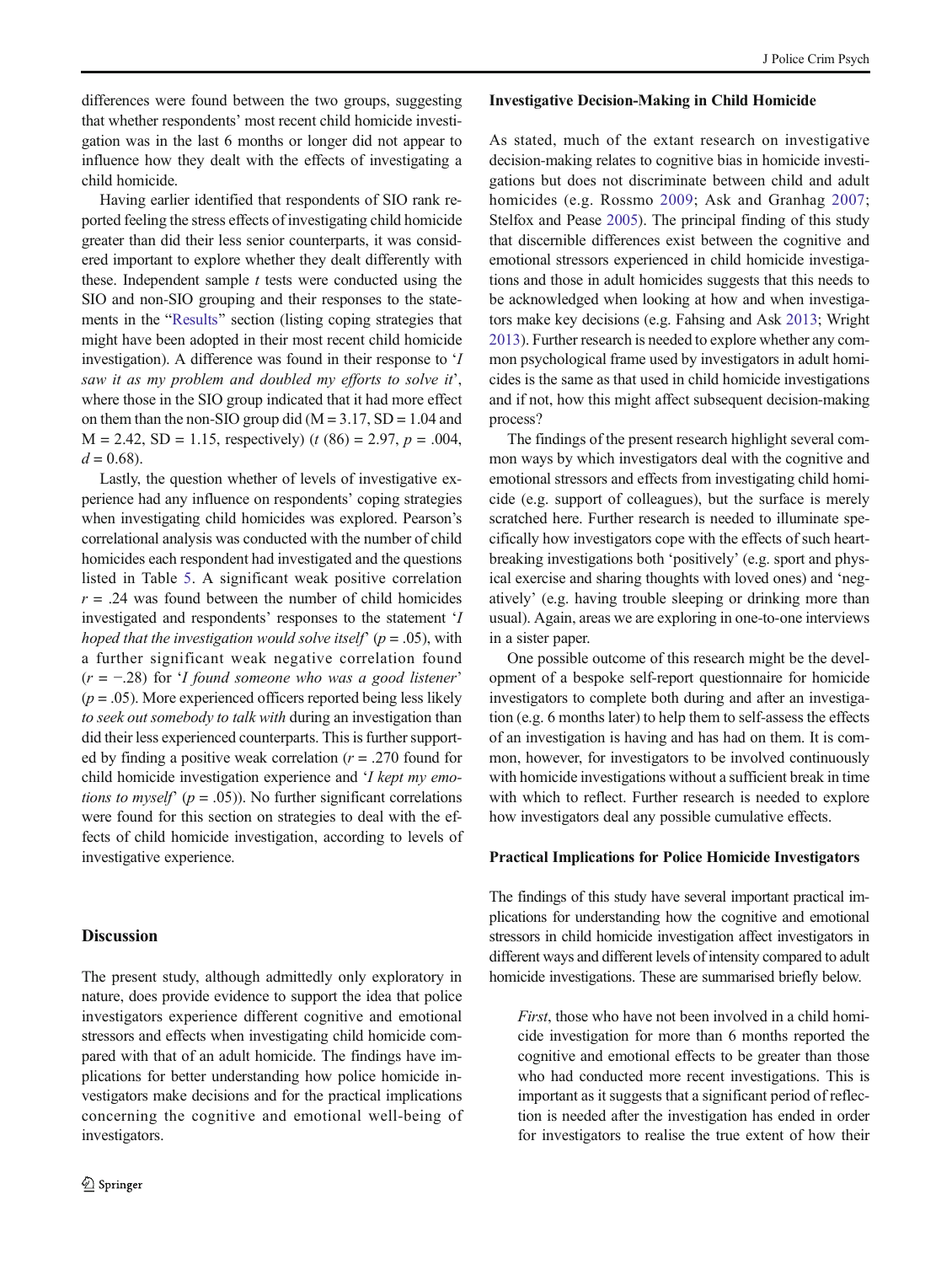differences were found between the two groups, suggesting that whether respondents' most recent child homicide investigation was in the last 6 months or longer did not appear to influence how they dealt with the effects of investigating a child homicide.

Having earlier identified that respondents of SIO rank reported feeling the stress effects of investigating child homicide greater than did their less senior counterparts, it was considered important to explore whether they dealt differently with these. Independent sample $t$ tests were conducted using the SIO and non-SIO grouping and their responses to the statements in the "Results" section (listing coping strategies that might have been adopted in their most recent child homicide investigation). A difference was found in their response to '*I saw it as my problem and doubled my efforts to solve it*', where those in the SIO group indicated that it had more effect on them than the non-SIO group did ($M = 3.17$, $SD = 1.04$ and $M = 2.42$, $SD = 1.15$, respectively) ($t\ (86) = 2.97$, $p = .004$, $d = 0.68$).

Lastly, the question whether of levels of investigative experience had any influence on respondents' coping strategies when investigating child homicides was explored. Pearson's correlational analysis was conducted with the number of child homicides each respondent had investigated and the questions listed in Table 5. A significant weak positive correlation $r = .24$ was found between the number of child homicides investigated and respondents' responses to the statement '*I hoped that the investigation would solve itself*' ($p = .05$), with a further significant weak negative correlation found ($r = -.28$) for '*I found someone who was a good listener*' ($p = .05$). More experienced officers reported being less likely *to seek out somebody to talk with* during an investigation than did their less experienced counterparts. This is further supported by finding a positive weak correlation ($r = .270$ found for child homicide investigation experience and '*I kept my emotions to myself*' ($p = .05$)). No further significant correlations were found for this section on strategies to deal with the effects of child homicide investigation, according to levels of investigative experience.

## Discussion

The present study, although admittedly only exploratory in nature, does provide evidence to support the idea that police investigators experience different cognitive and emotional stressors and effects when investigating child homicide compared with that of an adult homicide. The findings have implications for better understanding how police homicide investigators make decisions and for the practical implications concerning the cognitive and emotional well-being of investigators.

### Investigative Decision-Making in Child Homicide

As stated, much of the extant research on investigative decision-making relates to cognitive bias in homicide investigations but does not discriminate between child and adult homicides (e.g. Rossmo 2009; Ask and Granhag 2007; Stelfox and Pease 2005). The principal finding of this study that discernible differences exist between the cognitive and emotional stressors experienced in child homicide investigations and those in adult homicides suggests that this needs to be acknowledged when looking at how and when investigators make key decisions (e.g. Fahsing and Ask 2013; Wright 2013). Further research is needed to explore whether any common psychological frame used by investigators in adult homicides is the same as that used in child homicide investigations and if not, how this might affect subsequent decision-making process?

The findings of the present research highlight several common ways by which investigators deal with the cognitive and emotional stressors and effects from investigating child homicide (e.g. support of colleagues), but the surface is merely scratched here. Further research is needed to illuminate specifically how investigators cope with the effects of such heartbreaking investigations both 'positively' (e.g. sport and physical exercise and sharing thoughts with loved ones) and 'negatively' (e.g. having trouble sleeping or drinking more than usual). Again, areas we are exploring in one-to-one interviews in a sister paper.

One possible outcome of this research might be the development of a bespoke self-report questionnaire for homicide investigators to complete both during and after an investigation (e.g. 6 months later) to help them to self-assess the effects of an investigation is having and has had on them. It is common, however, for investigators to be involved continuously with homicide investigations without a sufficient break in time with which to reflect. Further research is needed to explore how investigators deal any possible cumulative effects.

### Practical Implications for Police Homicide Investigators

The findings of this study have several important practical implications for understanding how the cognitive and emotional stressors in child homicide investigation affect investigators in different ways and different levels of intensity compared to adult homicide investigations. These are summarised briefly below.

> *First*, those who have not been involved in a child homicide investigation for more than 6 months reported the cognitive and emotional effects to be greater than those who had conducted more recent investigations. This is important as it suggests that a significant period of reflection is needed after the investigation has ended in order for investigators to realise the true extent of how their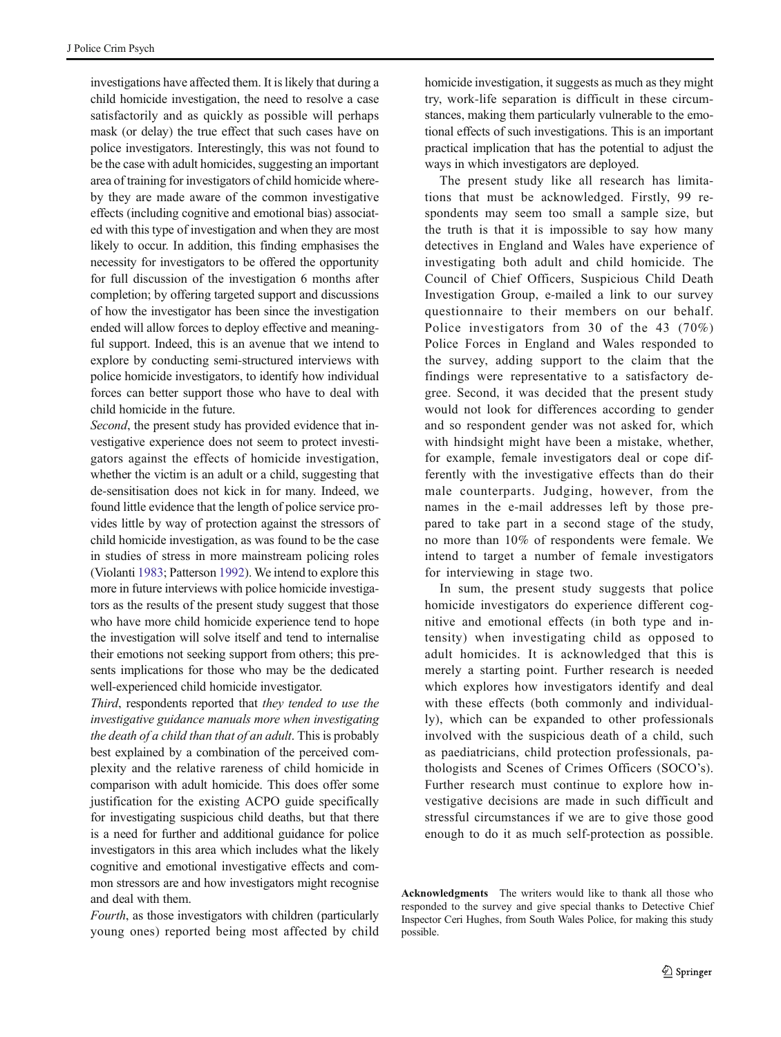investigations have affected them. It is likely that during a child homicide investigation, the need to resolve a case satisfactorily and as quickly as possible will perhaps mask (or delay) the true effect that such cases have on police investigators. Interestingly, this was not found to be the case with adult homicides, suggesting an important area of training for investigators of child homicide whereby they are made aware of the common investigative effects (including cognitive and emotional bias) associated with this type of investigation and when they are most likely to occur. In addition, this finding emphasises the necessity for investigators to be offered the opportunity for full discussion of the investigation 6 months after completion; by offering targeted support and discussions of how the investigator has been since the investigation ended will allow forces to deploy effective and meaningful support. Indeed, this is an avenue that we intend to explore by conducting semi-structured interviews with police homicide investigators, to identify how individual forces can better support those who have to deal with child homicide in the future.

*Second*, the present study has provided evidence that investigative experience does not seem to protect investigators against the effects of homicide investigation, whether the victim is an adult or a child, suggesting that de-sensitisation does not kick in for many. Indeed, we found little evidence that the length of police service provides little by way of protection against the stressors of child homicide investigation, as was found to be the case in studies of stress in more mainstream policing roles (Violanti 1983; Patterson 1992). We intend to explore this more in future interviews with police homicide investigators as the results of the present study suggest that those who have more child homicide experience tend to hope the investigation will solve itself and tend to internalise their emotions not seeking support from others; this presents implications for those who may be the dedicated well-experienced child homicide investigator.

*Third*, respondents reported that *they tended to use the investigative guidance manuals more when investigating the death of a child than that of an adult*. This is probably best explained by a combination of the perceived complexity and the relative rareness of child homicide in comparison with adult homicide. This does offer some justification for the existing ACPO guide specifically for investigating suspicious child deaths, but that there is a need for further and additional guidance for police investigators in this area which includes what the likely cognitive and emotional investigative effects and common stressors are and how investigators might recognise and deal with them.

*Fourth*, as those investigators with children (particularly young ones) reported being most affected by child homicide investigation, it suggests as much as they might try, work-life separation is difficult in these circumstances, making them particularly vulnerable to the emotional effects of such investigations. This is an important practical implication that has the potential to adjust the ways in which investigators are deployed.

The present study like all research has limitations that must be acknowledged. Firstly, 99 respondents may seem too small a sample size, but the truth is that it is impossible to say how many detectives in England and Wales have experience of investigating both adult and child homicide. The Council of Chief Officers, Suspicious Child Death Investigation Group, e-mailed a link to our survey questionnaire to their members on our behalf. Police investigators from 30 of the 43 (70%) Police Forces in England and Wales responded to the survey, adding support to the claim that the findings were representative to a satisfactory degree. Second, it was decided that the present study would not look for differences according to gender and so respondent gender was not asked for, which with hindsight might have been a mistake, whether, for example, female investigators deal or cope differently with the investigative effects than do their male counterparts. Judging, however, from the names in the e-mail addresses left by those prepared to take part in a second stage of the study, no more than 10% of respondents were female. We intend to target a number of female investigators for interviewing in stage two.

In sum, the present study suggests that police homicide investigators do experience different cognitive and emotional effects (in both type and intensity) when investigating child as opposed to adult homicides. It is acknowledged that this is merely a starting point. Further research is needed which explores how investigators identify and deal with these effects (both commonly and individually), which can be expanded to other professionals involved with the suspicious death of a child, such as paediatricians, child protection professionals, pathologists and Scenes of Crimes Officers (SOCO's). Further research must continue to explore how investigative decisions are made in such difficult and stressful circumstances if we are to give those good enough to do it as much self-protection as possible.

**Acknowledgments** The writers would like to thank all those who responded to the survey and give special thanks to Detective Chief Inspector Ceri Hughes, from South Wales Police, for making this study possible.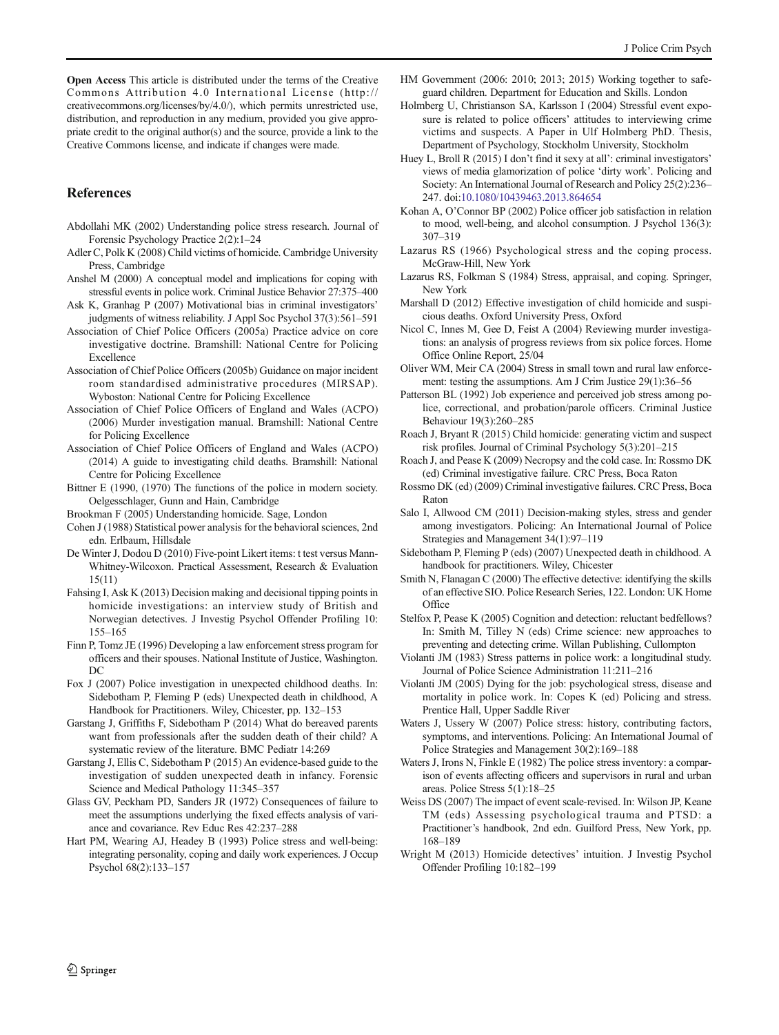**Open Access** This article is distributed under the terms of the Creative Commons Attribution 4.0 International License (http://creativecommons.org/licenses/by/4.0/), which permits unrestricted use, distribution, and reproduction in any medium, provided you give appropriate credit to the original author(s) and the source, provide a link to the Creative Commons license, and indicate if changes were made.

## References

Abdollahi MK (2002) Understanding police stress research. Journal of Forensic Psychology Practice 2(2):1–24

Adler C, Polk K (2008) Child victims of homicide. Cambridge University Press, Cambridge

Anshel M (2000) A conceptual model and implications for coping with stressful events in police work. Criminal Justice Behavior 27:375–400

Ask K, Granhag P (2007) Motivational bias in criminal investigators' judgments of witness reliability. J Appl Soc Psychol 37(3):561–591

Association of Chief Police Officers (2005a) Practice advice on core investigative doctrine. Bramshill: National Centre for Policing Excellence

Association of Chief Police Officers (2005b) Guidance on major incident room standardised administrative procedures (MIRSAP). Wyboston: National Centre for Policing Excellence

Association of Chief Police Officers of England and Wales (ACPO) (2006) Murder investigation manual. Bramshill: National Centre for Policing Excellence

Association of Chief Police Officers of England and Wales (ACPO) (2014) A guide to investigating child deaths. Bramshill: National Centre for Policing Excellence

Bittner E (1990, (1970) The functions of the police in modern society. Oelgesschlager, Gunn and Hain, Cambridge

Brookman F (2005) Understanding homicide. Sage, London

Cohen J (1988) Statistical power analysis for the behavioral sciences, 2nd edn. Erlbaum, Hillsdale

De Winter J, Dodou D (2010) Five-point Likert items: t test versus Mann-Whitney-Wilcoxon. Practical Assessment, Research & Evaluation 15(11)

Fahsing I, Ask K (2013) Decision making and decisional tipping points in homicide investigations: an interview study of British and Norwegian detectives. J Investig Psychol Offender Profiling 10: 155–165

Finn P, Tomz JE (1996) Developing a law enforcement stress program for officers and their spouses. National Institute of Justice, Washington. DC

Fox J (2007) Police investigation in unexpected childhood deaths. In: Sidebotham P, Fleming P (eds) Unexpected death in childhood, A Handbook for Practitioners. Wiley, Chicester, pp. 132–153

Garstang J, Griffiths F, Sidebotham P (2014) What do bereaved parents want from professionals after the sudden death of their child? A systematic review of the literature. BMC Pediatr 14:269

Garstang J, Ellis C, Sidebotham P (2015) An evidence-based guide to the investigation of sudden unexpected death in infancy. Forensic Science and Medical Pathology 11:345–357

Glass GV, Peckham PD, Sanders JR (1972) Consequences of failure to meet the assumptions underlying the fixed effects analysis of variance and covariance. Rev Educ Res 42:237–288

Hart PM, Wearing AJ, Headey B (1993) Police stress and well-being: integrating personality, coping and daily work experiences. J Occup Psychol 68(2):133–157

HM Government (2006: 2010; 2013; 2015) Working together to safeguard children. Department for Education and Skills. London

Holmberg U, Christianson SA, Karlsson I (2004) Stressful event exposure is related to police officers' attitudes to interviewing crime victims and suspects. A Paper in Ulf Holmberg PhD. Thesis, Department of Psychology, Stockholm University, Stockholm

Huey L, Broll R (2015) I don't find it sexy at all': criminal investigators' views of media glamorization of police 'dirty work'. Policing and Society: An International Journal of Research and Policy 25(2):236–247. doi:10.1080/10439463.2013.864654

Kohan A, O'Connor BP (2002) Police officer job satisfaction in relation to mood, well-being, and alcohol consumption. J Psychol 136(3): 307–319

Lazarus RS (1966) Psychological stress and the coping process. McGraw-Hill, New York

Lazarus RS, Folkman S (1984) Stress, appraisal, and coping. Springer, New York

Marshall D (2012) Effective investigation of child homicide and suspicious deaths. Oxford University Press, Oxford

Nicol C, Innes M, Gee D, Feist A (2004) Reviewing murder investigations: an analysis of progress reviews from six police forces. Home Office Online Report, 25/04

Oliver WM, Meir CA (2004) Stress in small town and rural law enforcement: testing the assumptions. Am J Crim Justice 29(1):36–56

Patterson BL (1992) Job experience and perceived job stress among police, correctional, and probation/parole officers. Criminal Justice Behaviour 19(3):260–285

Roach J, Bryant R (2015) Child homicide: generating victim and suspect risk profiles. Journal of Criminal Psychology 5(3):201–215

Roach J, and Pease K (2009) Necropsy and the cold case. In: Rossmo DK (ed) Criminal investigative failure. CRC Press, Boca Raton

Rossmo DK (ed) (2009) Criminal investigative failures. CRC Press, Boca Raton

Salo I, Allwood CM (2011) Decision-making styles, stress and gender among investigators. Policing: An International Journal of Police Strategies and Management 34(1):97–119

Sidebotham P, Fleming P (eds) (2007) Unexpected death in childhood. A handbook for practitioners. Wiley, Chicester

Smith N, Flanagan C (2000) The effective detective: identifying the skills of an effective SIO. Police Research Series, 122. London: UK Home Office

Stelfox P, Pease K (2005) Cognition and detection: reluctant bedfellows? In: Smith M, Tilley N (eds) Crime science: new approaches to preventing and detecting crime. Willan Publishing, Cullompton

Violanti JM (1983) Stress patterns in police work: a longitudinal study. Journal of Police Science Administration 11:211–216

Violanti JM (2005) Dying for the job: psychological stress, disease and mortality in police work. In: Copes K (ed) Policing and stress. Prentice Hall, Upper Saddle River

Waters J, Ussery W (2007) Police stress: history, contributing factors, symptoms, and interventions. Policing: An International Journal of Police Strategies and Management 30(2):169–188

Waters J, Irons N, Finkle E (1982) The police stress inventory: a comparison of events affecting officers and supervisors in rural and urban areas. Police Stress 5(1):18–25

Weiss DS (2007) The impact of event scale-revised. In: Wilson JP, Keane TM (eds) Assessing psychological trauma and PTSD: a Practitioner's handbook, 2nd edn. Guilford Press, New York, pp. 168–189

Wright M (2013) Homicide detectives' intuition. J Investig Psychol Offender Profiling 10:182–199